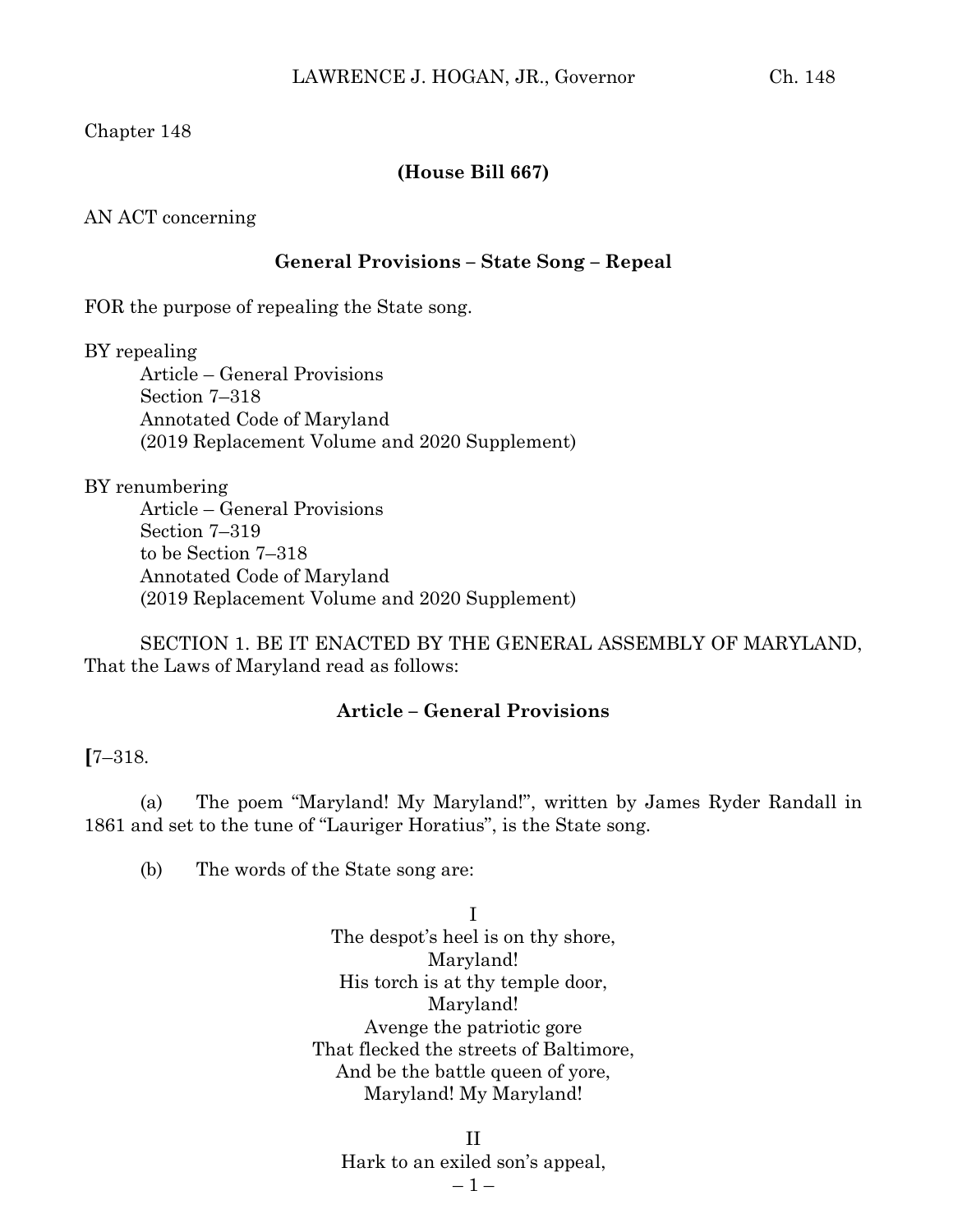Chapter 148

**(House Bill 667)**

AN ACT concerning

**General Provisions – State Song – Repeal**

FOR the purpose of repealing the State song.

BY repealing
Article – General Provisions
Section 7–318
Annotated Code of Maryland
(2019 Replacement Volume and 2020 Supplement)

BY renumbering
Article – General Provisions
Section 7–319
to be Section 7–318
Annotated Code of Maryland
(2019 Replacement Volume and 2020 Supplement)

SECTION 1. BE IT ENACTED BY THE GENERAL ASSEMBLY OF MARYLAND, That the Laws of Maryland read as follows:

**Article – General Provisions**

**[**7–318.

(a) The poem "Maryland! My Maryland!", written by James Ryder Randall in 1861 and set to the tune of "Lauriger Horatius", is the State song.

(b) The words of the State song are:

I
The despot's heel is on thy shore,
Maryland!
His torch is at thy temple door,
Maryland!
Avenge the patriotic gore
That flecked the streets of Baltimore,
And be the battle queen of yore,
Maryland! My Maryland!

II
Hark to an exiled son's appeal,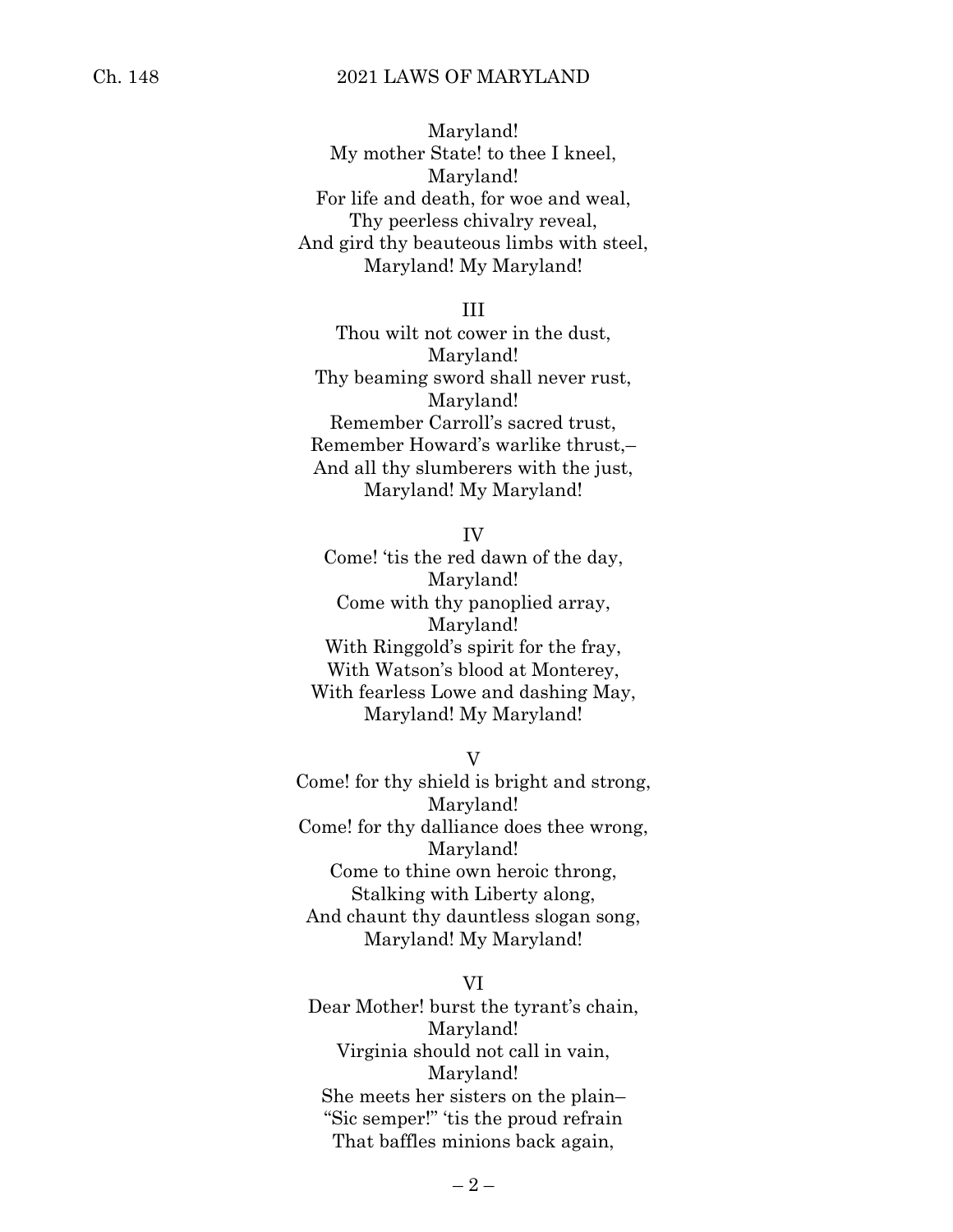Maryland!
My mother State! to thee I kneel,
Maryland!
For life and death, for woe and weal,
Thy peerless chivalry reveal,
And gird thy beauteous limbs with steel,
Maryland! My Maryland!

III

Thou wilt not cower in the dust,
Maryland!
Thy beaming sword shall never rust,
Maryland!
Remember Carroll's sacred trust,
Remember Howard's warlike thrust,–
And all thy slumberers with the just,
Maryland! My Maryland!

IV

Come! 'tis the red dawn of the day,
Maryland!
Come with thy panoplied array,
Maryland!
With Ringgold's spirit for the fray,
With Watson's blood at Monterey,
With fearless Lowe and dashing May,
Maryland! My Maryland!

V

Come! for thy shield is bright and strong,
Maryland!
Come! for thy dalliance does thee wrong,
Maryland!
Come to thine own heroic throng,
Stalking with Liberty along,
And chaunt thy dauntless slogan song,
Maryland! My Maryland!

VI

Dear Mother! burst the tyrant's chain,
Maryland!
Virginia should not call in vain,
Maryland!
She meets her sisters on the plain–
"Sic semper!" 'tis the proud refrain
That baffles minions back again,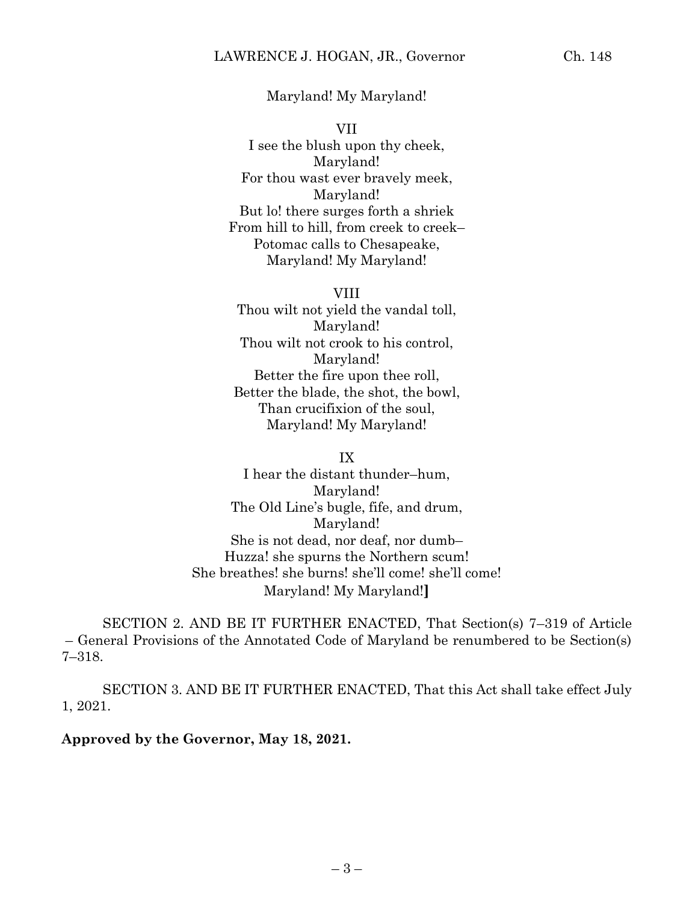Maryland! My Maryland!

VII

I see the blush upon thy cheek,
Maryland!
For thou wast ever bravely meek,
Maryland!
But lo! there surges forth a shriek
From hill to hill, from creek to creek–
Potomac calls to Chesapeake,
Maryland! My Maryland!

VIII

Thou wilt not yield the vandal toll,
Maryland!
Thou wilt not crook to his control,
Maryland!
Better the fire upon thee roll,
Better the blade, the shot, the bowl,
Than crucifixion of the soul,
Maryland! My Maryland!

IX

I hear the distant thunder–hum,
Maryland!
The Old Line's bugle, fife, and drum,
Maryland!
She is not dead, nor deaf, nor dumb–
Huzza! she spurns the Northern scum!
She breathes! she burns! she'll come! she'll come!
Maryland! My Maryland!**]**

SECTION 2. AND BE IT FURTHER ENACTED, That Section(s) 7–319 of Article – General Provisions of the Annotated Code of Maryland be renumbered to be Section(s) 7–318.

SECTION 3. AND BE IT FURTHER ENACTED, That this Act shall take effect July 1, 2021.

**Approved by the Governor, May 18, 2021.**